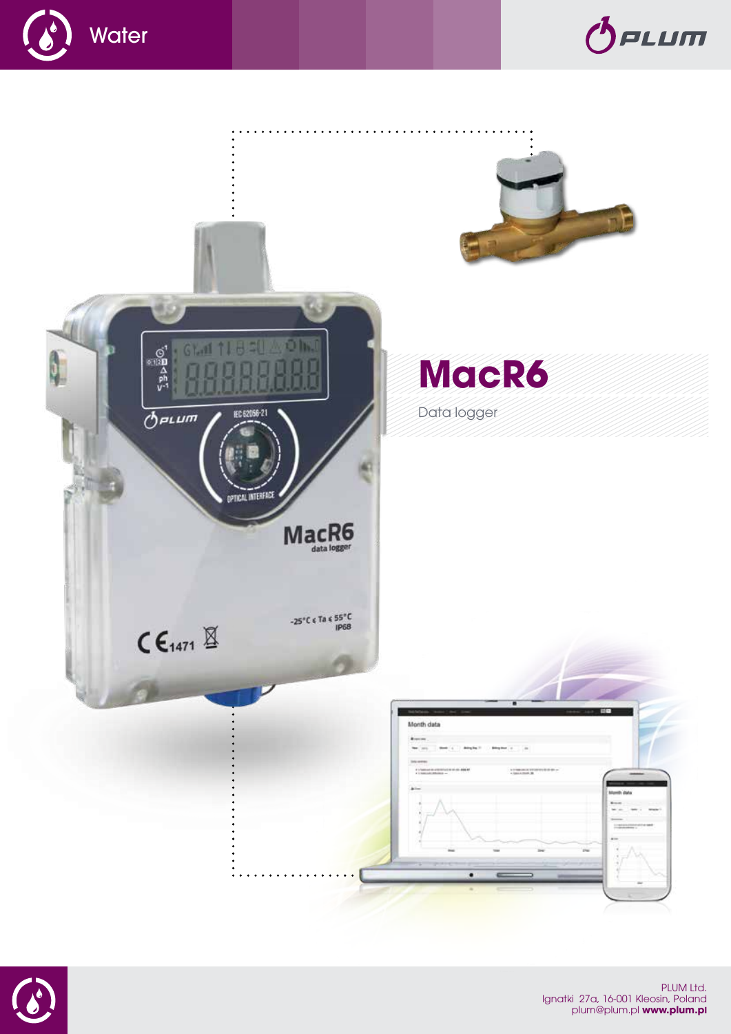Water

# MacR6

Data logger

PLUM Ltd.
Ignatki 27a, 16-001 Kleosin, Poland
plum@plum.pl **www.plum.pl**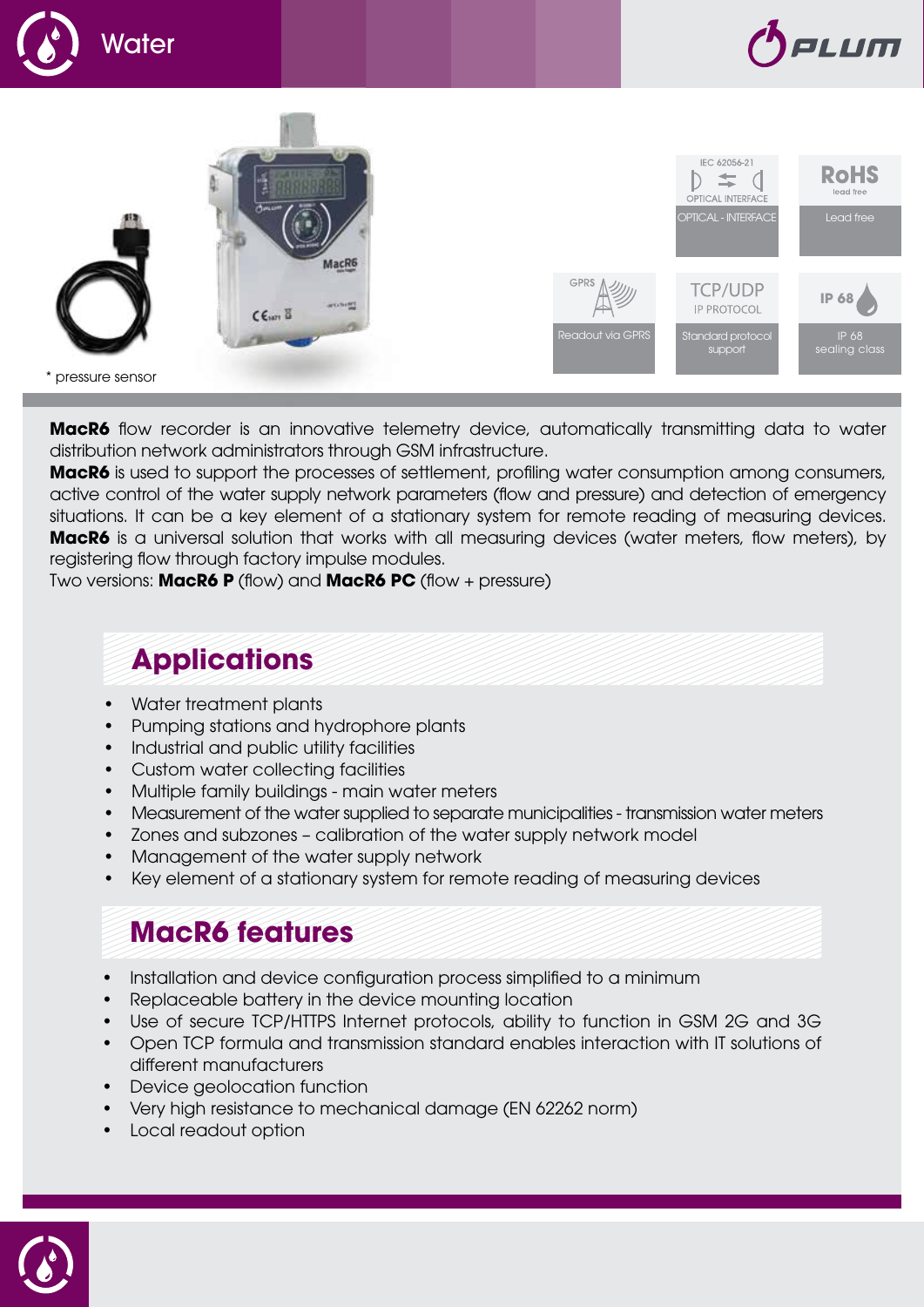* pressure sensor

OPTICAL - INTERFACE

Lead free

Readout via GPRS

Standard protocol support

IP 68 sealing class

**MacR6** flow recorder is an innovative telemetry device, automatically transmitting data to water distribution network administrators through GSM infrastructure.
**MacR6** is used to support the processes of settlement, profiling water consumption among consumers, active control of the water supply network parameters (flow and pressure) and detection of emergency situations. It can be a key element of a stationary system for remote reading of measuring devices.
**MacR6** is a universal solution that works with all measuring devices (water meters, flow meters), by registering flow through factory impulse modules.
Two versions: **MacR6 P** (flow) and **MacR6 PC** (flow + pressure)

## Applications

- Water treatment plants
- Pumping stations and hydrophore plants
- Industrial and public utility facilities
- Custom water collecting facilities
- Multiple family buildings - main water meters
- Measurement of the water supplied to separate municipalities - transmission water meters
- Zones and subzones – calibration of the water supply network model
- Management of the water supply network
- Key element of a stationary system for remote reading of measuring devices

## MacR6 features

- Installation and device configuration process simplified to a minimum
- Replaceable battery in the device mounting location
- Use of secure TCP/HTTPS Internet protocols, ability to function in GSM 2G and 3G
- Open TCP formula and transmission standard enables interaction with IT solutions of different manufacturers
- Device geolocation function
- Very high resistance to mechanical damage (EN 62262 norm)
- Local readout option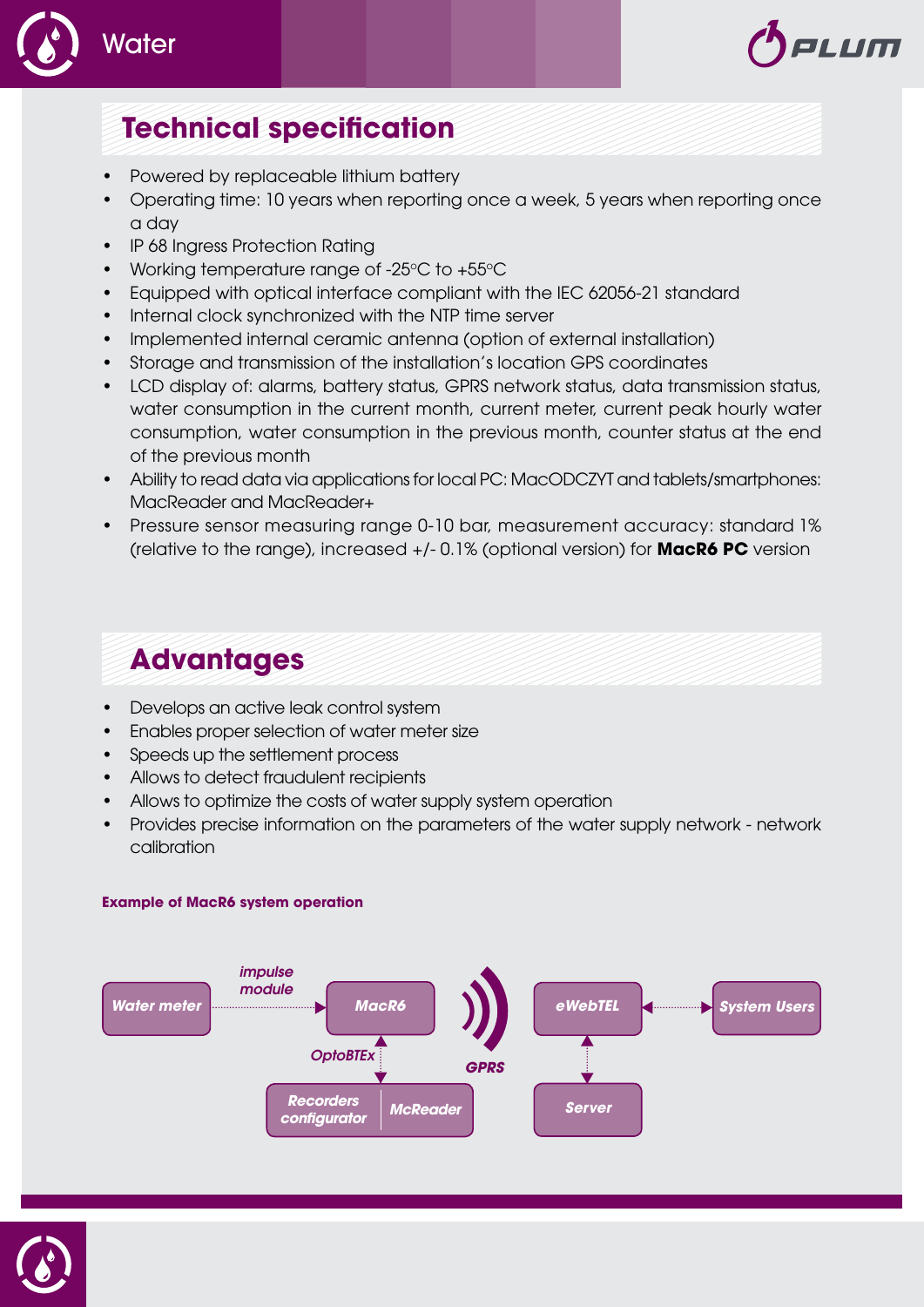## Technical specification

- Powered by replaceable lithium battery
- Operating time: 10 years when reporting once a week, 5 years when reporting once a day
- IP 68 Ingress Protection Rating
- Working temperature range of -25°C to +55°C
- Equipped with optical interface compliant with the IEC 62056-21 standard
- Internal clock synchronized with the NTP time server
- Implemented internal ceramic antenna (option of external installation)
- Storage and transmission of the installation's location GPS coordinates
- LCD display of: alarms, battery status, GPRS network status, data transmission status, water consumption in the current month, current meter, current peak hourly water consumption, water consumption in the previous month, counter status at the end of the previous month
- Ability to read data via applications for local PC: MacODCZYT and tablets/smartphones: MacReader and MacReader+
- Pressure sensor measuring range 0-10 bar, measurement accuracy: standard 1% (relative to the range), increased +/- 0.1% (optional version) for **MacR6 PC** version

## Advantages

- Develops an active leak control system
- Enables proper selection of water meter size
- Speeds up the settlement process
- Allows to detect fraudulent recipients
- Allows to optimize the costs of water supply system operation
- Provides precise information on the parameters of the water supply network - network calibration

**Example of MacR6 system operation**

*Water meter* → *impulse module* → *MacR6* ↔ *OptoBTEx* ↔ *Recorders configurator* | *McReader*

*MacR6* → *GPRS* → *eWebTEL* ↔ *System Users*

*eWebTEL* ↔ *Server*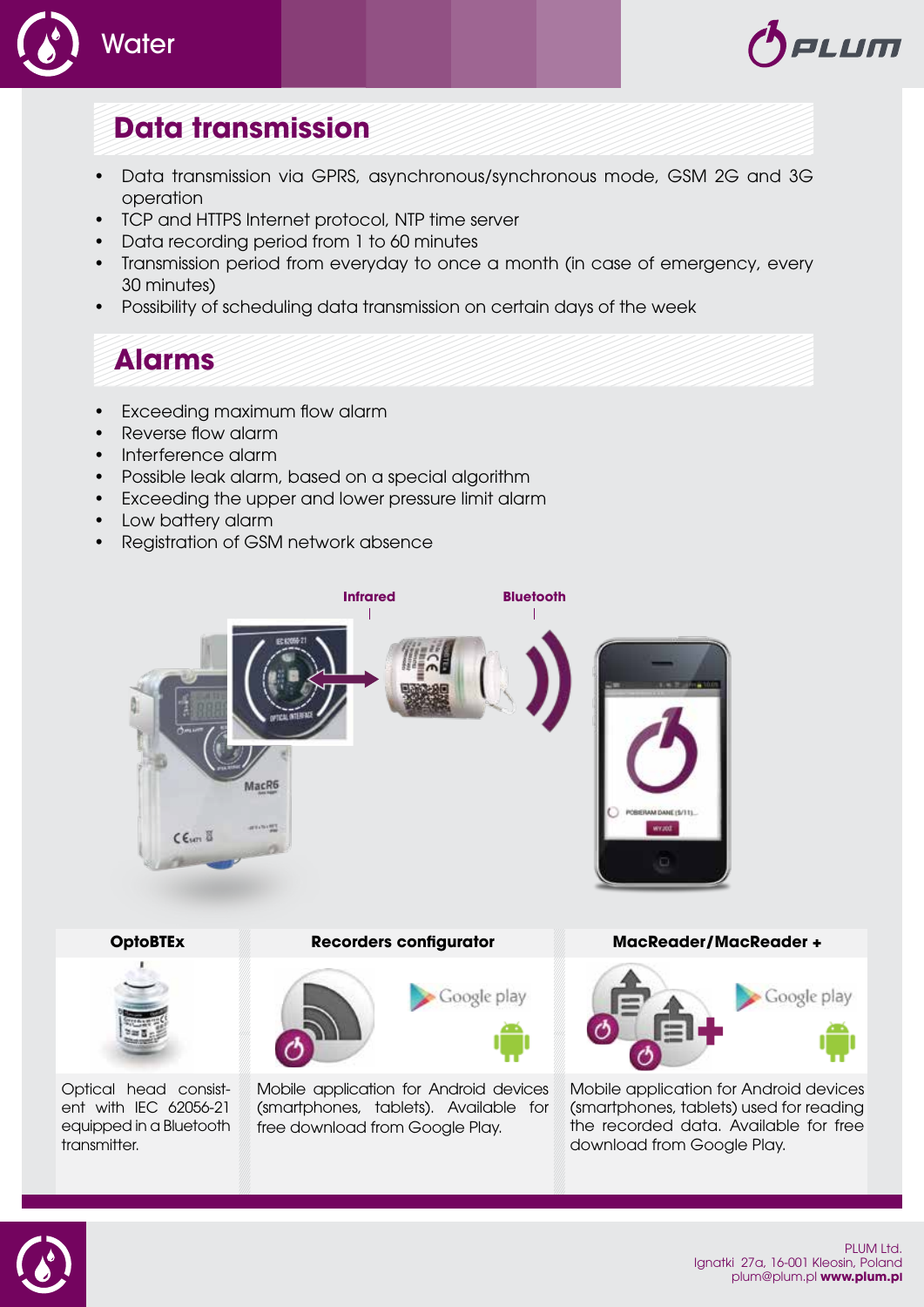## Data transmission

- Data transmission via GPRS, asynchronous/synchronous mode, GSM 2G and 3G operation
- TCP and HTTPS Internet protocol, NTP time server
- Data recording period from 1 to 60 minutes
- Transmission period from everyday to once a month (in case of emergency, every 30 minutes)
- Possibility of scheduling data transmission on certain days of the week

## Alarms

- Exceeding maximum flow alarm
- Reverse flow alarm
- Interference alarm
- Possible leak alarm, based on a special algorithm
- Exceeding the upper and lower pressure limit alarm
- Low battery alarm
- Registration of GSM network absence

Infrared

Bluetooth

| OptoBTEx | Recorders configurator | MacReader/MacReader + |
|---|---|---|
| Optical head consistent with IEC 62056-21 equipped in a Bluetooth transmitter. | Mobile application for Android devices (smartphones, tablets). Available for free download from Google Play. | Mobile application for Android devices (smartphones, tablets) used for reading the recorded data. Available for free download from Google Play. |

PLUM Ltd.
Ignatki 27a, 16-001 Kleosin, Poland
plum@plum.pl **www.plum.pl**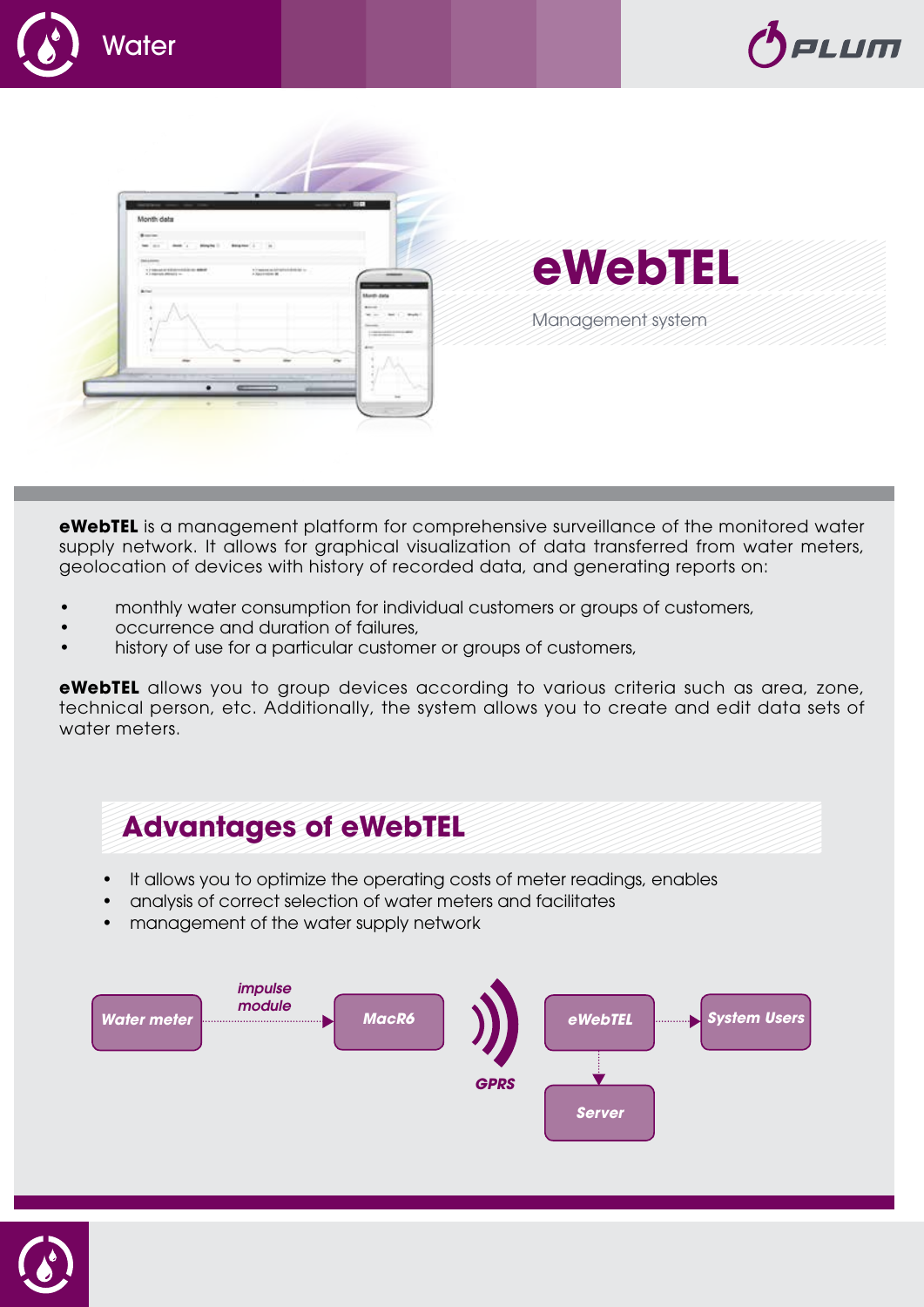# eWebTEL

Management system

**eWebTEL** is a management platform for comprehensive surveillance of the monitored water supply network. It allows for graphical visualization of data transferred from water meters, geolocation of devices with history of recorded data, and generating reports on:

- monthly water consumption for individual customers or groups of customers,
- occurrence and duration of failures,
- history of use for a particular customer or groups of customers,

**eWebTEL** allows you to group devices according to various criteria such as area, zone, technical person, etc. Additionally, the system allows you to create and edit data sets of water meters.

## Advantages of eWebTEL

- It allows you to optimize the operating costs of meter readings, enables
- analysis of correct selection of water meters and facilitates
- management of the water supply network

*Water meter* → *impulse module* → *MacR6* → *GPRS* → *eWebTEL* → *System Users*

*eWebTEL* → *Server*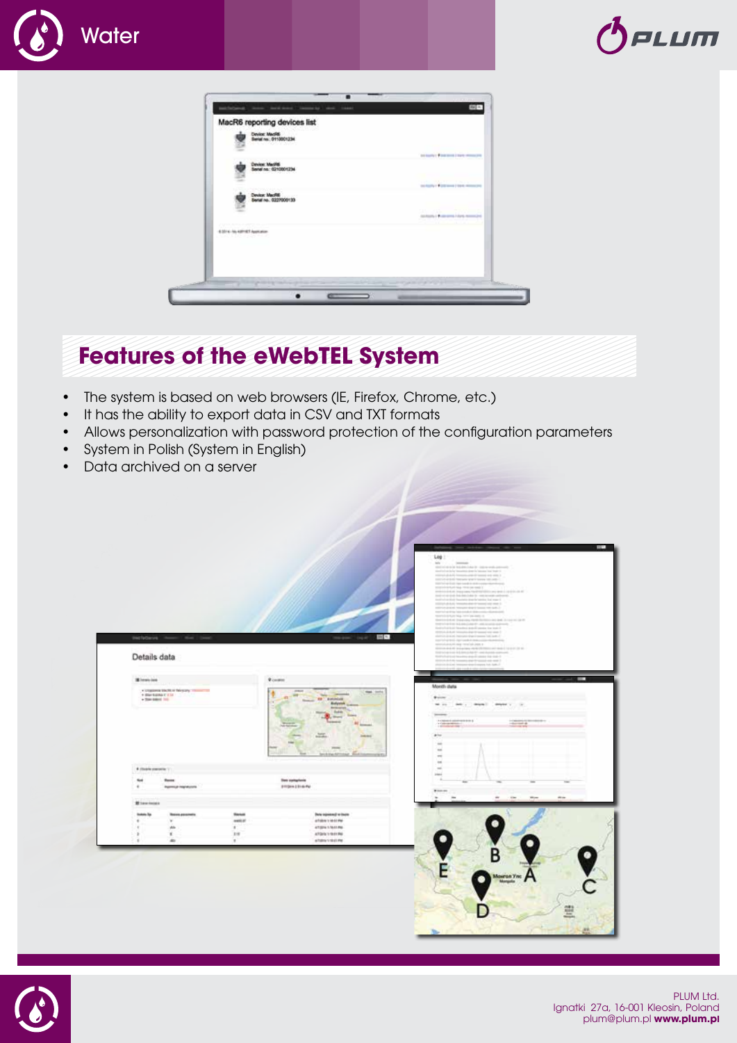## Features of the eWebTEL System

- The system is based on web browsers (IE, Firefox, Chrome, etc.)
- It has the ability to export data in CSV and TXT formats
- Allows personalization with password protection of the configuration parameters
- System in Polish (System in English)
- Data archived on a server

PLUM Ltd.
Ignatki 27a, 16-001 Kleosin, Poland
plum@plum.pl **www.plum.pl**